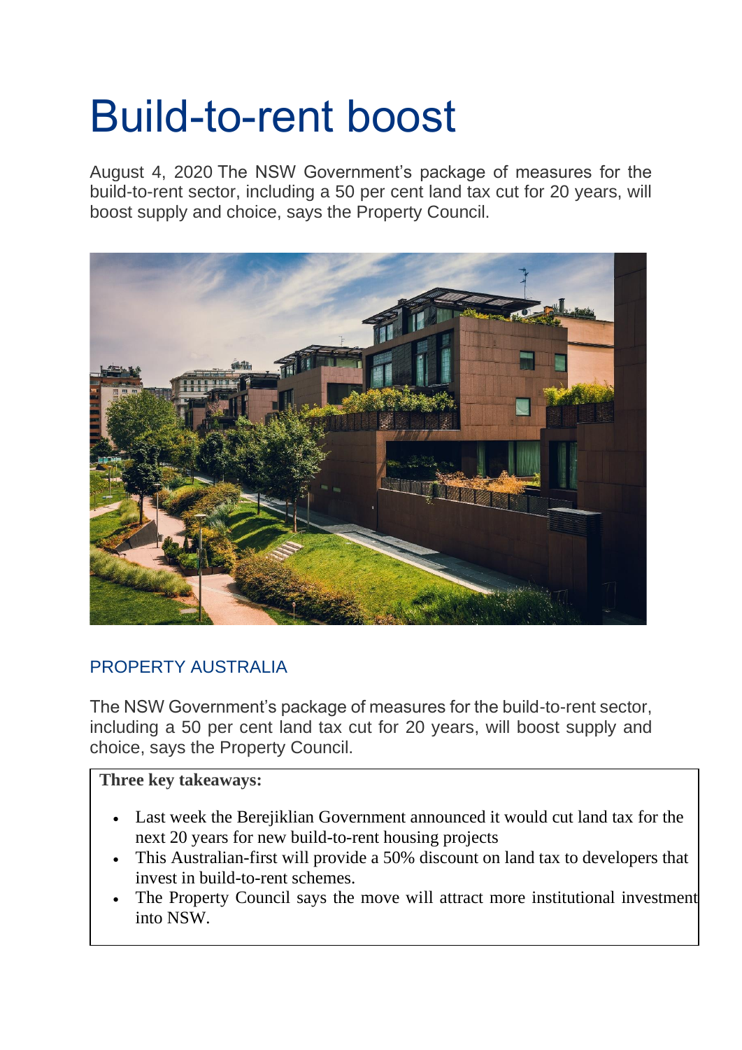# Build-to-rent boost

August 4, 2020 The NSW Government's package of measures for the build-to-rent sector, including a 50 per cent land tax cut for 20 years, will boost supply and choice, says the Property Council.

PROPERTY AUSTRALIA

The NSW Government's package of measures for the build-to-rent sector, including a 50 per cent land tax cut for 20 years, will boost supply and choice, says the Property Council.

**Three key takeaways:**

- Last week the Berejiklian Government announced it would cut land tax for the next 20 years for new build-to-rent housing projects
- This Australian-first will provide a 50% discount on land tax to developers that invest in build-to-rent schemes.
- The Property Council says the move will attract more institutional investment into NSW.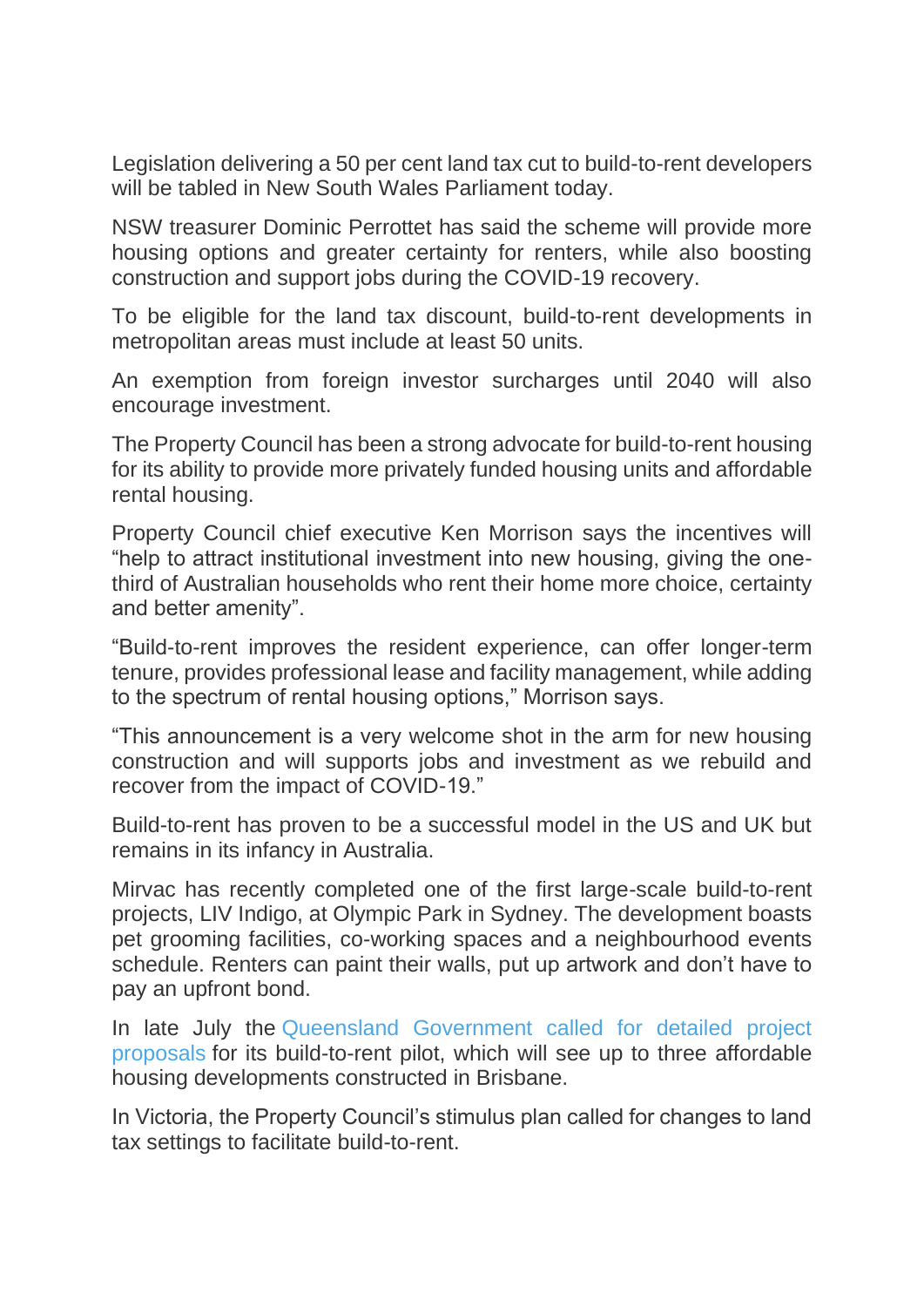Legislation delivering a 50 per cent land tax cut to build-to-rent developers will be tabled in New South Wales Parliament today.

NSW treasurer Dominic Perrottet has said the scheme will provide more housing options and greater certainty for renters, while also boosting construction and support jobs during the COVID-19 recovery.

To be eligible for the land tax discount, build-to-rent developments in metropolitan areas must include at least 50 units.

An exemption from foreign investor surcharges until 2040 will also encourage investment.

The Property Council has been a strong advocate for build-to-rent housing for its ability to provide more privately funded housing units and affordable rental housing.

Property Council chief executive Ken Morrison says the incentives will "help to attract institutional investment into new housing, giving the one-third of Australian households who rent their home more choice, certainty and better amenity".

"Build-to-rent improves the resident experience, can offer longer-term tenure, provides professional lease and facility management, while adding to the spectrum of rental housing options," Morrison says.

"This announcement is a very welcome shot in the arm for new housing construction and will supports jobs and investment as we rebuild and recover from the impact of COVID-19."

Build-to-rent has proven to be a successful model in the US and UK but remains in its infancy in Australia.

Mirvac has recently completed one of the first large-scale build-to-rent projects, LIV Indigo, at Olympic Park in Sydney. The development boasts pet grooming facilities, co-working spaces and a neighbourhood events schedule. Renters can paint their walls, put up artwork and don't have to pay an upfront bond.

In late July the Queensland Government called for detailed project proposals for its build-to-rent pilot, which will see up to three affordable housing developments constructed in Brisbane.

In Victoria, the Property Council's stimulus plan called for changes to land tax settings to facilitate build-to-rent.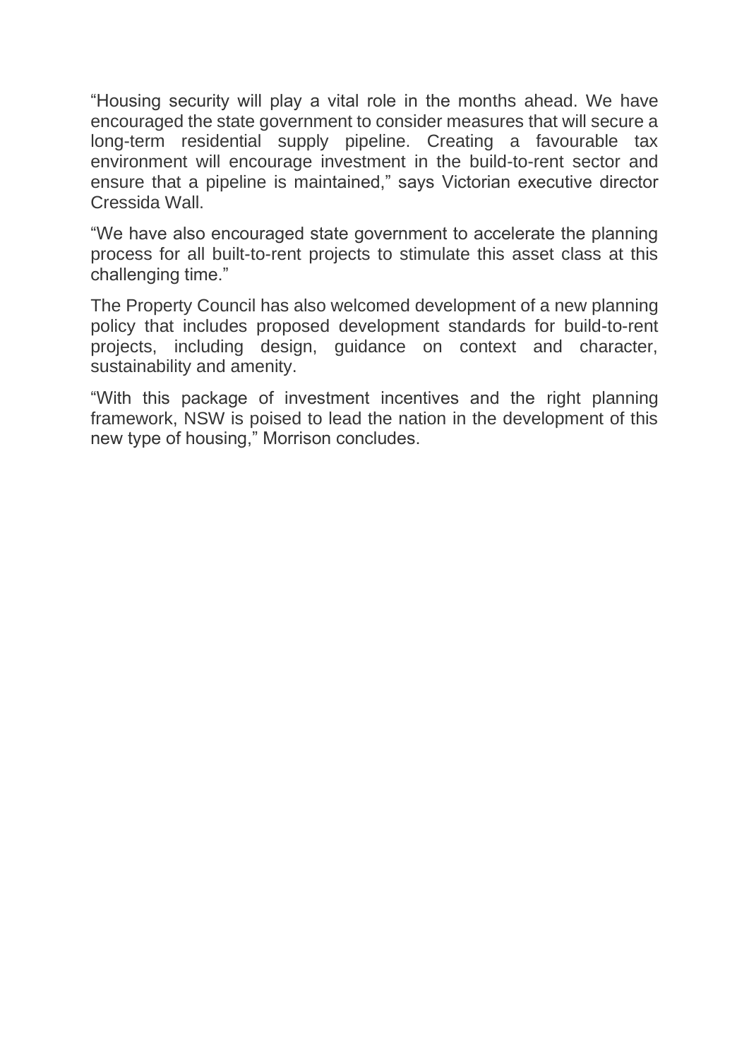"Housing security will play a vital role in the months ahead. We have encouraged the state government to consider measures that will secure a long-term residential supply pipeline. Creating a favourable tax environment will encourage investment in the build-to-rent sector and ensure that a pipeline is maintained," says Victorian executive director Cressida Wall.

"We have also encouraged state government to accelerate the planning process for all built-to-rent projects to stimulate this asset class at this challenging time."

The Property Council has also welcomed development of a new planning policy that includes proposed development standards for build-to-rent projects, including design, guidance on context and character, sustainability and amenity.

"With this package of investment incentives and the right planning framework, NSW is poised to lead the nation in the development of this new type of housing," Morrison concludes.